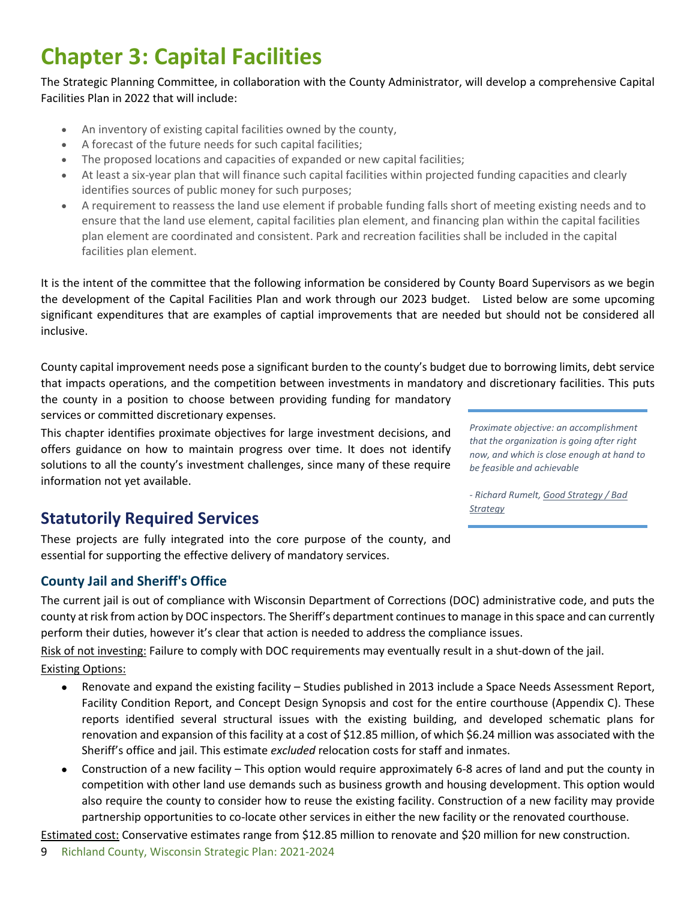# Chapter 3: Capital Facilities

The Strategic Planning Committee, in collaboration with the County Administrator, will develop a comprehensive Capital Facilities Plan in 2022 that will include:

- An inventory of existing capital facilities owned by the county,
- A forecast of the future needs for such capital facilities;
- The proposed locations and capacities of expanded or new capital facilities;
- At least a six-year plan that will finance such capital facilities within projected funding capacities and clearly identifies sources of public money for such purposes;
- A requirement to reassess the land use element if probable funding falls short of meeting existing needs and to ensure that the land use element, capital facilities plan element, and financing plan within the capital facilities plan element are coordinated and consistent. Park and recreation facilities shall be included in the capital facilities plan element.

It is the intent of the committee that the following information be considered by County Board Supervisors as we begin the development of the Capital Facilities Plan and work through our 2023 budget. Listed below are some upcoming significant expenditures that are examples of captial improvements that are needed but should not be considered all inclusive.

County capital improvement needs pose a significant burden to the county's budget due to borrowing limits, debt service that impacts operations, and the competition between investments in mandatory and discretionary facilities. This puts the county in a position to choose between providing funding for mandatory services or committed discretionary expenses.

This chapter identifies proximate objectives for large investment decisions, and offers guidance on how to maintain progress over time. It does not identify solutions to all the county's investment challenges, since many of these require information not yet available.

> *Proximate objective: an accomplishment that the organization is going after right now, and which is close enough at hand to be feasible and achievable*
>
> *- Richard Rumelt, Good Strategy / Bad Strategy*

## Statutorily Required Services

These projects are fully integrated into the core purpose of the county, and essential for supporting the effective delivery of mandatory services.

### County Jail and Sheriff's Office

The current jail is out of compliance with Wisconsin Department of Corrections (DOC) administrative code, and puts the county at risk from action by DOC inspectors. The Sheriff's department continues to manage in this space and can currently perform their duties, however it's clear that action is needed to address the compliance issues.

Risk of not investing: Failure to comply with DOC requirements may eventually result in a shut-down of the jail.

Existing Options:

- Renovate and expand the existing facility – Studies published in 2013 include a Space Needs Assessment Report, Facility Condition Report, and Concept Design Synopsis and cost for the entire courthouse (Appendix C). These reports identified several structural issues with the existing building, and developed schematic plans for renovation and expansion of this facility at a cost of $12.85 million, of which $6.24 million was associated with the Sheriff's office and jail. This estimate *excluded* relocation costs for staff and inmates.
- Construction of a new facility – This option would require approximately 6-8 acres of land and put the county in competition with other land use demands such as business growth and housing development. This option would also require the county to consider how to reuse the existing facility. Construction of a new facility may provide partnership opportunities to co-locate other services in either the new facility or the renovated courthouse.

Estimated cost: Conservative estimates range from $12.85 million to renovate and $20 million for new construction.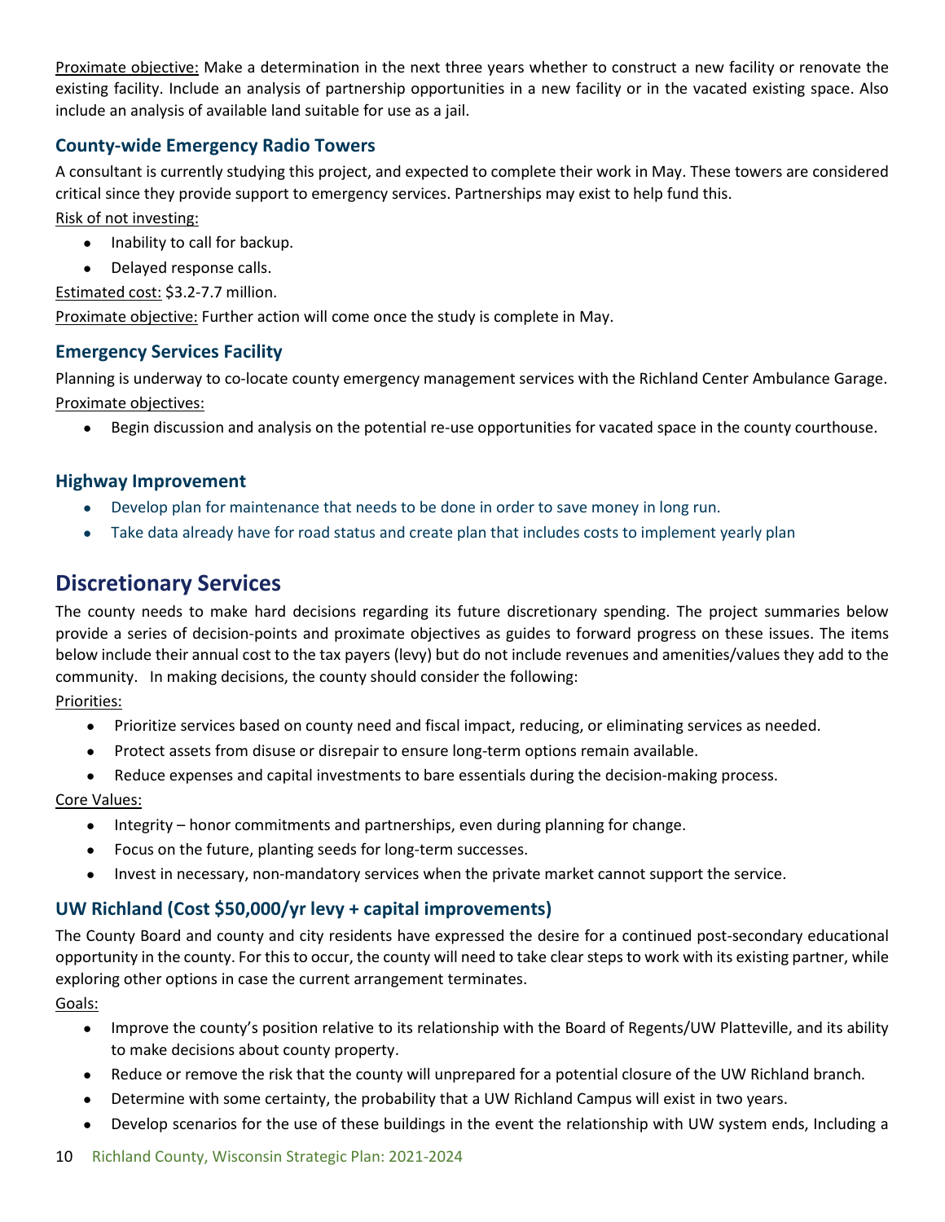Proximate objective: Make a determination in the next three years whether to construct a new facility or renovate the existing facility. Include an analysis of partnership opportunities in a new facility or in the vacated existing space. Also include an analysis of available land suitable for use as a jail.

### County-wide Emergency Radio Towers

A consultant is currently studying this project, and expected to complete their work in May. These towers are considered critical since they provide support to emergency services. Partnerships may exist to help fund this.

Risk of not investing:

- Inability to call for backup.
- Delayed response calls.

Estimated cost: $3.2-7.7 million.

Proximate objective: Further action will come once the study is complete in May.

### Emergency Services Facility

Planning is underway to co-locate county emergency management services with the Richland Center Ambulance Garage.

Proximate objectives:

- Begin discussion and analysis on the potential re-use opportunities for vacated space in the county courthouse.

### Highway Improvement

- Develop plan for maintenance that needs to be done in order to save money in long run.
- Take data already have for road status and create plan that includes costs to implement yearly plan

## Discretionary Services

The county needs to make hard decisions regarding its future discretionary spending. The project summaries below provide a series of decision-points and proximate objectives as guides to forward progress on these issues. The items below include their annual cost to the tax payers (levy) but do not include revenues and amenities/values they add to the community. In making decisions, the county should consider the following:

Priorities:

- Prioritize services based on county need and fiscal impact, reducing, or eliminating services as needed.
- Protect assets from disuse or disrepair to ensure long-term options remain available.
- Reduce expenses and capital investments to bare essentials during the decision-making process.

Core Values:

- Integrity – honor commitments and partnerships, even during planning for change.
- Focus on the future, planting seeds for long-term successes.
- Invest in necessary, non-mandatory services when the private market cannot support the service.

### UW Richland (Cost $50,000/yr levy + capital improvements)

The County Board and county and city residents have expressed the desire for a continued post-secondary educational opportunity in the county. For this to occur, the county will need to take clear steps to work with its existing partner, while exploring other options in case the current arrangement terminates.

Goals:

- Improve the county's position relative to its relationship with the Board of Regents/UW Platteville, and its ability to make decisions about county property.
- Reduce or remove the risk that the county will unprepared for a potential closure of the UW Richland branch.
- Determine with some certainty, the probability that a UW Richland Campus will exist in two years.
- Develop scenarios for the use of these buildings in the event the relationship with UW system ends, Including a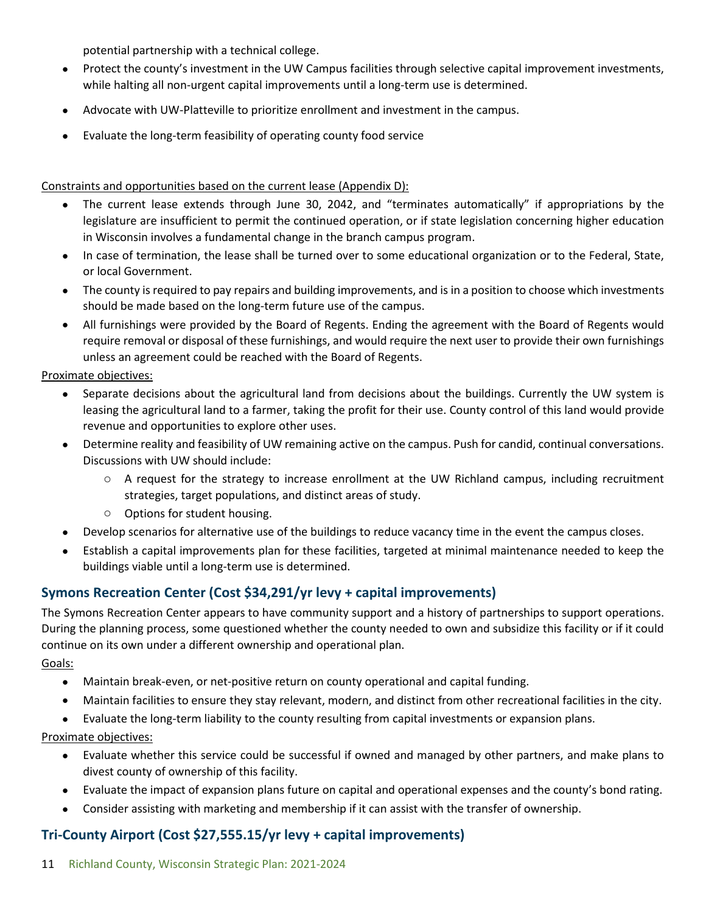potential partnership with a technical college.

- Protect the county's investment in the UW Campus facilities through selective capital improvement investments, while halting all non-urgent capital improvements until a long-term use is determined.
- Advocate with UW-Platteville to prioritize enrollment and investment in the campus.
- Evaluate the long-term feasibility of operating county food service

<u>Constraints and opportunities based on the current lease (Appendix D):</u>

- The current lease extends through June 30, 2042, and "terminates automatically" if appropriations by the legislature are insufficient to permit the continued operation, or if state legislation concerning higher education in Wisconsin involves a fundamental change in the branch campus program.
- In case of termination, the lease shall be turned over to some educational organization or to the Federal, State, or local Government.
- The county is required to pay repairs and building improvements, and is in a position to choose which investments should be made based on the long-term future use of the campus.
- All furnishings were provided by the Board of Regents. Ending the agreement with the Board of Regents would require removal or disposal of these furnishings, and would require the next user to provide their own furnishings unless an agreement could be reached with the Board of Regents.

<u>Proximate objectives:</u>

- Separate decisions about the agricultural land from decisions about the buildings. Currently the UW system is leasing the agricultural land to a farmer, taking the profit for their use. County control of this land would provide revenue and opportunities to explore other uses.
- Determine reality and feasibility of UW remaining active on the campus. Push for candid, continual conversations. Discussions with UW should include:
  - A request for the strategy to increase enrollment at the UW Richland campus, including recruitment strategies, target populations, and distinct areas of study.
  - Options for student housing.
- Develop scenarios for alternative use of the buildings to reduce vacancy time in the event the campus closes.
- Establish a capital improvements plan for these facilities, targeted at minimal maintenance needed to keep the buildings viable until a long-term use is determined.

## Symons Recreation Center (Cost $34,291/yr levy + capital improvements)

The Symons Recreation Center appears to have community support and a history of partnerships to support operations. During the planning process, some questioned whether the county needed to own and subsidize this facility or if it could continue on its own under a different ownership and operational plan.

<u>Goals:</u>

- Maintain break-even, or net-positive return on county operational and capital funding.
- Maintain facilities to ensure they stay relevant, modern, and distinct from other recreational facilities in the city.
- Evaluate the long-term liability to the county resulting from capital investments or expansion plans.

<u>Proximate objectives:</u>

- Evaluate whether this service could be successful if owned and managed by other partners, and make plans to divest county of ownership of this facility.
- Evaluate the impact of expansion plans future on capital and operational expenses and the county's bond rating.
- Consider assisting with marketing and membership if it can assist with the transfer of ownership.

## Tri-County Airport (Cost $27,555.15/yr levy + capital improvements)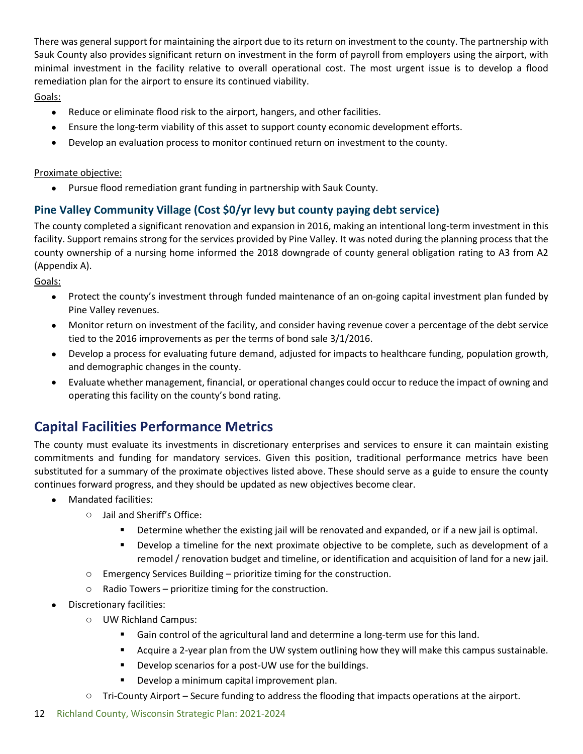There was general support for maintaining the airport due to its return on investment to the county. The partnership with Sauk County also provides significant return on investment in the form of payroll from employers using the airport, with minimal investment in the facility relative to overall operational cost. The most urgent issue is to develop a flood remediation plan for the airport to ensure its continued viability.

Goals:

- Reduce or eliminate flood risk to the airport, hangers, and other facilities.
- Ensure the long-term viability of this asset to support county economic development efforts.
- Develop an evaluation process to monitor continued return on investment to the county.

Proximate objective:

- Pursue flood remediation grant funding in partnership with Sauk County.

### Pine Valley Community Village (Cost $0/yr levy but county paying debt service)

The county completed a significant renovation and expansion in 2016, making an intentional long-term investment in this facility. Support remains strong for the services provided by Pine Valley. It was noted during the planning process that the county ownership of a nursing home informed the 2018 downgrade of county general obligation rating to A3 from A2 (Appendix A).

Goals:

- Protect the county's investment through funded maintenance of an on-going capital investment plan funded by Pine Valley revenues.
- Monitor return on investment of the facility, and consider having revenue cover a percentage of the debt service tied to the 2016 improvements as per the terms of bond sale 3/1/2016.
- Develop a process for evaluating future demand, adjusted for impacts to healthcare funding, population growth, and demographic changes in the county.
- Evaluate whether management, financial, or operational changes could occur to reduce the impact of owning and operating this facility on the county's bond rating.

## Capital Facilities Performance Metrics

The county must evaluate its investments in discretionary enterprises and services to ensure it can maintain existing commitments and funding for mandatory services. Given this position, traditional performance metrics have been substituted for a summary of the proximate objectives listed above. These should serve as a guide to ensure the county continues forward progress, and they should be updated as new objectives become clear.

- Mandated facilities:
  - Jail and Sheriff's Office:
    - Determine whether the existing jail will be renovated and expanded, or if a new jail is optimal.
    - Develop a timeline for the next proximate objective to be complete, such as development of a remodel / renovation budget and timeline, or identification and acquisition of land for a new jail.
  - Emergency Services Building – prioritize timing for the construction.
  - Radio Towers – prioritize timing for the construction.
- Discretionary facilities:
  - UW Richland Campus:
    - Gain control of the agricultural land and determine a long-term use for this land.
    - Acquire a 2-year plan from the UW system outlining how they will make this campus sustainable.
    - Develop scenarios for a post-UW use for the buildings.
    - Develop a minimum capital improvement plan.
  - Tri-County Airport – Secure funding to address the flooding that impacts operations at the airport.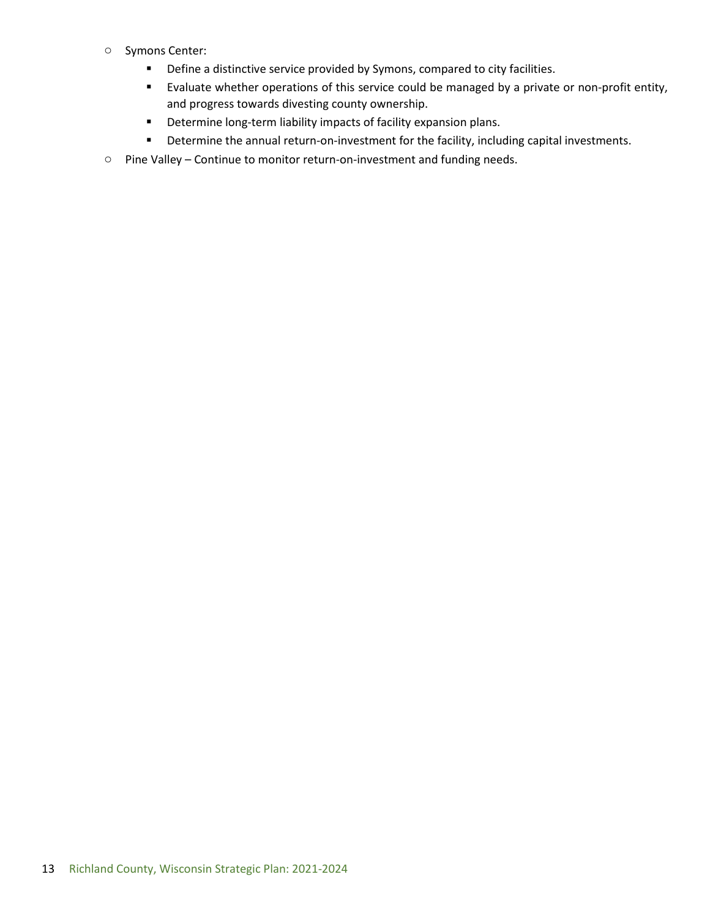- Symons Center:
  - Define a distinctive service provided by Symons, compared to city facilities.
  - Evaluate whether operations of this service could be managed by a private or non-profit entity, and progress towards divesting county ownership.
  - Determine long-term liability impacts of facility expansion plans.
  - Determine the annual return-on-investment for the facility, including capital investments.
- Pine Valley – Continue to monitor return-on-investment and funding needs.